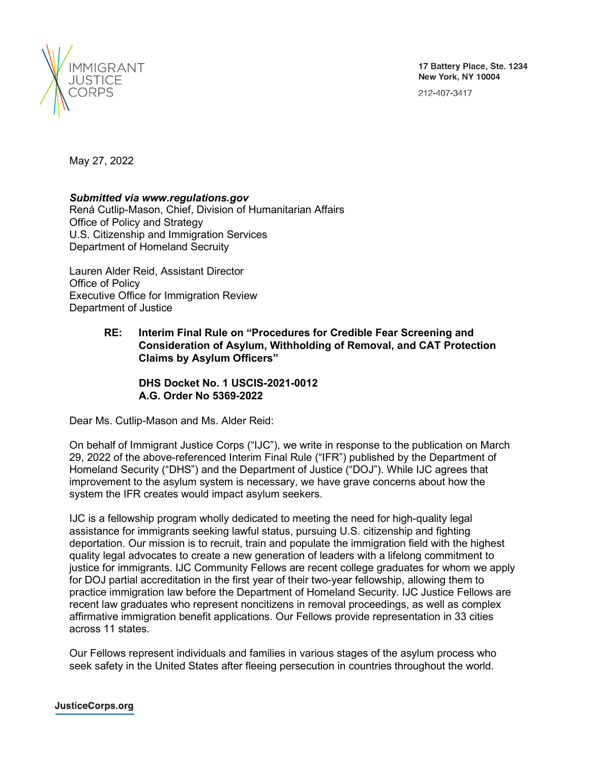IMMIGRANT JUSTICE CORPS

17 Battery Place, Ste. 1234
New York, NY 10004

212-407-3417

May 27, 2022

***Submitted via www.regulations.gov***
Rená Cutlip-Mason, Chief, Division of Humanitarian Affairs
Office of Policy and Strategy
U.S. Citizenship and Immigration Services
Department of Homeland Secruity

Lauren Alder Reid, Assistant Director
Office of Policy
Executive Office for Immigration Review
Department of Justice

**RE: Interim Final Rule on "Procedures for Credible Fear Screening and Consideration of Asylum, Withholding of Removal, and CAT Protection Claims by Asylum Officers"**

**DHS Docket No. 1 USCIS-2021-0012**
**A.G. Order No 5369-2022**

Dear Ms. Cutlip-Mason and Ms. Alder Reid:

On behalf of Immigrant Justice Corps ("IJC"), we write in response to the publication on March 29, 2022 of the above-referenced Interim Final Rule ("IFR") published by the Department of Homeland Security ("DHS") and the Department of Justice ("DOJ"). While IJC agrees that improvement to the asylum system is necessary, we have grave concerns about how the system the IFR creates would impact asylum seekers.

IJC is a fellowship program wholly dedicated to meeting the need for high-quality legal assistance for immigrants seeking lawful status, pursuing U.S. citizenship and fighting deportation. Our mission is to recruit, train and populate the immigration field with the highest quality legal advocates to create a new generation of leaders with a lifelong commitment to justice for immigrants. IJC Community Fellows are recent college graduates for whom we apply for DOJ partial accreditation in the first year of their two-year fellowship, allowing them to practice immigration law before the Department of Homeland Security. IJC Justice Fellows are recent law graduates who represent noncitizens in removal proceedings, as well as complex affirmative immigration benefit applications. Our Fellows provide representation in 33 cities across 11 states.

Our Fellows represent individuals and families in various stages of the asylum process who seek safety in the United States after fleeing persecution in countries throughout the world.

JusticeCorps.org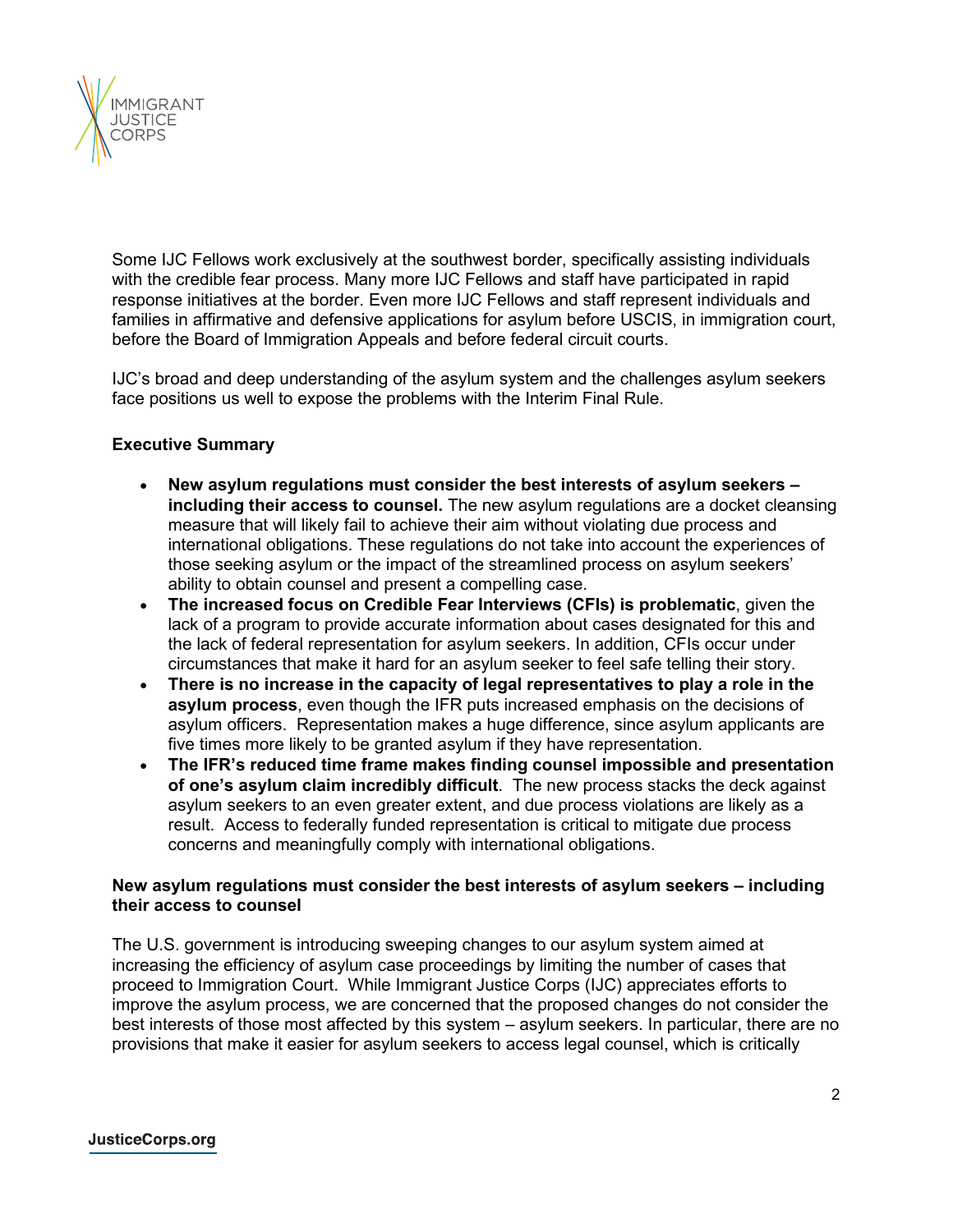Some IJC Fellows work exclusively at the southwest border, specifically assisting individuals with the credible fear process. Many more IJC Fellows and staff have participated in rapid response initiatives at the border. Even more IJC Fellows and staff represent individuals and families in affirmative and defensive applications for asylum before USCIS, in immigration court, before the Board of Immigration Appeals and before federal circuit courts.

IJC's broad and deep understanding of the asylum system and the challenges asylum seekers face positions us well to expose the problems with the Interim Final Rule.

**Executive Summary**

- **New asylum regulations must consider the best interests of asylum seekers – including their access to counsel.** The new asylum regulations are a docket cleansing measure that will likely fail to achieve their aim without violating due process and international obligations. These regulations do not take into account the experiences of those seeking asylum or the impact of the streamlined process on asylum seekers' ability to obtain counsel and present a compelling case.
- **The increased focus on Credible Fear Interviews (CFIs) is problematic**, given the lack of a program to provide accurate information about cases designated for this and the lack of federal representation for asylum seekers. In addition, CFIs occur under circumstances that make it hard for an asylum seeker to feel safe telling their story.
- **There is no increase in the capacity of legal representatives to play a role in the asylum process**, even though the IFR puts increased emphasis on the decisions of asylum officers. Representation makes a huge difference, since asylum applicants are five times more likely to be granted asylum if they have representation.
- **The IFR's reduced time frame makes finding counsel impossible and presentation of one's asylum claim incredibly difficult**. The new process stacks the deck against asylum seekers to an even greater extent, and due process violations are likely as a result. Access to federally funded representation is critical to mitigate due process concerns and meaningfully comply with international obligations.

**New asylum regulations must consider the best interests of asylum seekers – including their access to counsel**

The U.S. government is introducing sweeping changes to our asylum system aimed at increasing the efficiency of asylum case proceedings by limiting the number of cases that proceed to Immigration Court. While Immigrant Justice Corps (IJC) appreciates efforts to improve the asylum process, we are concerned that the proposed changes do not consider the best interests of those most affected by this system – asylum seekers. In particular, there are no provisions that make it easier for asylum seekers to access legal counsel, which is critically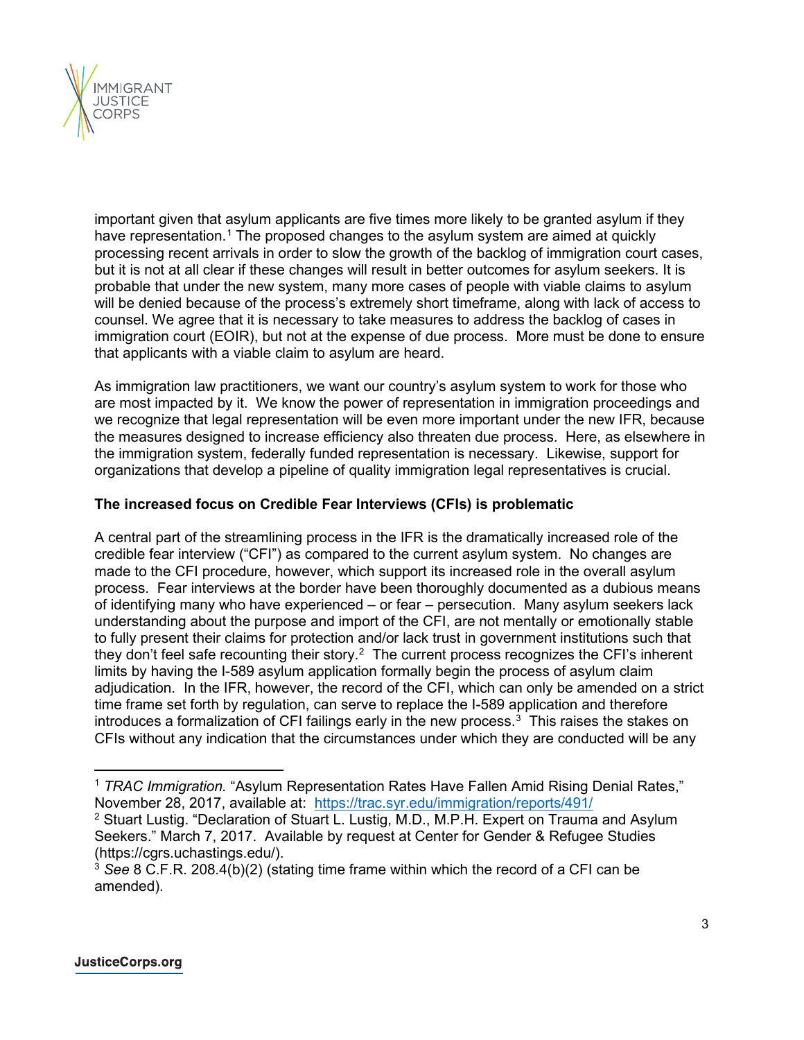important given that asylum applicants are five times more likely to be granted asylum if they have representation.[1] The proposed changes to the asylum system are aimed at quickly processing recent arrivals in order to slow the growth of the backlog of immigration court cases, but it is not at all clear if these changes will result in better outcomes for asylum seekers. It is probable that under the new system, many more cases of people with viable claims to asylum will be denied because of the process's extremely short timeframe, along with lack of access to counsel. We agree that it is necessary to take measures to address the backlog of cases in immigration court (EOIR), but not at the expense of due process. More must be done to ensure that applicants with a viable claim to asylum are heard.

As immigration law practitioners, we want our country's asylum system to work for those who are most impacted by it. We know the power of representation in immigration proceedings and we recognize that legal representation will be even more important under the new IFR, because the measures designed to increase efficiency also threaten due process. Here, as elsewhere in the immigration system, federally funded representation is necessary. Likewise, support for organizations that develop a pipeline of quality immigration legal representatives is crucial.

**The increased focus on Credible Fear Interviews (CFIs) is problematic**

A central part of the streamlining process in the IFR is the dramatically increased role of the credible fear interview ("CFI") as compared to the current asylum system. No changes are made to the CFI procedure, however, which support its increased role in the overall asylum process. Fear interviews at the border have been thoroughly documented as a dubious means of identifying many who have experienced – or fear – persecution. Many asylum seekers lack understanding about the purpose and import of the CFI, are not mentally or emotionally stable to fully present their claims for protection and/or lack trust in government institutions such that they don't feel safe recounting their story.[2] The current process recognizes the CFI's inherent limits by having the I-589 asylum application formally begin the process of asylum claim adjudication. In the IFR, however, the record of the CFI, which can only be amended on a strict time frame set forth by regulation, can serve to replace the I-589 application and therefore introduces a formalization of CFI failings early in the new process.[3] This raises the stakes on CFIs without any indication that the circumstances under which they are conducted will be any

---

[1] *TRAC Immigration.* "Asylum Representation Rates Have Fallen Amid Rising Denial Rates," November 28, 2017, available at: https://trac.syr.edu/immigration/reports/491/

[2] Stuart Lustig. "Declaration of Stuart L. Lustig, M.D., M.P.H. Expert on Trauma and Asylum Seekers." March 7, 2017. Available by request at Center for Gender & Refugee Studies (https://cgrs.uchastings.edu/).

[3] *See* 8 C.F.R. 208.4(b)(2) (stating time frame within which the record of a CFI can be amended).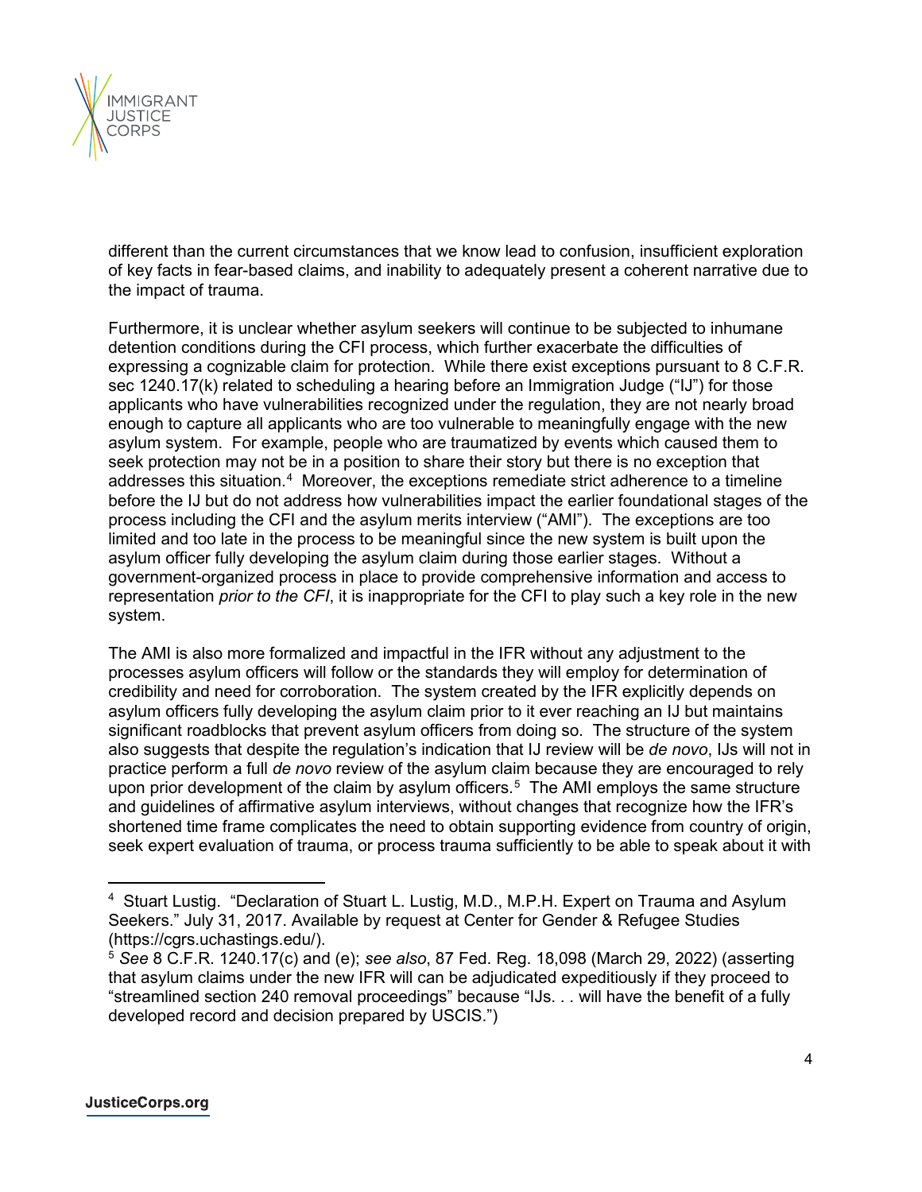different than the current circumstances that we know lead to confusion, insufficient exploration of key facts in fear-based claims, and inability to adequately present a coherent narrative due to the impact of trauma.

Furthermore, it is unclear whether asylum seekers will continue to be subjected to inhumane detention conditions during the CFI process, which further exacerbate the difficulties of expressing a cognizable claim for protection. While there exist exceptions pursuant to 8 C.F.R. sec 1240.17(k) related to scheduling a hearing before an Immigration Judge ("IJ") for those applicants who have vulnerabilities recognized under the regulation, they are not nearly broad enough to capture all applicants who are too vulnerable to meaningfully engage with the new asylum system. For example, people who are traumatized by events which caused them to seek protection may not be in a position to share their story but there is no exception that addresses this situation.[4] Moreover, the exceptions remediate strict adherence to a timeline before the IJ but do not address how vulnerabilities impact the earlier foundational stages of the process including the CFI and the asylum merits interview ("AMI"). The exceptions are too limited and too late in the process to be meaningful since the new system is built upon the asylum officer fully developing the asylum claim during those earlier stages. Without a government-organized process in place to provide comprehensive information and access to representation *prior to the CFI*, it is inappropriate for the CFI to play such a key role in the new system.

The AMI is also more formalized and impactful in the IFR without any adjustment to the processes asylum officers will follow or the standards they will employ for determination of credibility and need for corroboration. The system created by the IFR explicitly depends on asylum officers fully developing the asylum claim prior to it ever reaching an IJ but maintains significant roadblocks that prevent asylum officers from doing so. The structure of the system also suggests that despite the regulation's indication that IJ review will be *de novo*, IJs will not in practice perform a full *de novo* review of the asylum claim because they are encouraged to rely upon prior development of the claim by asylum officers.[5] The AMI employs the same structure and guidelines of affirmative asylum interviews, without changes that recognize how the IFR's shortened time frame complicates the need to obtain supporting evidence from country of origin, seek expert evaluation of trauma, or process trauma sufficiently to be able to speak about it with

---

[4] Stuart Lustig. "Declaration of Stuart L. Lustig, M.D., M.P.H. Expert on Trauma and Asylum Seekers." July 31, 2017. Available by request at Center for Gender & Refugee Studies (https://cgrs.uchastings.edu/).

[5] *See* 8 C.F.R. 1240.17(c) and (e); *see also*, 87 Fed. Reg. 18,098 (March 29, 2022) (asserting that asylum claims under the new IFR will can be adjudicated expeditiously if they proceed to "streamlined section 240 removal proceedings" because "IJs. . . will have the benefit of a fully developed record and decision prepared by USCIS.")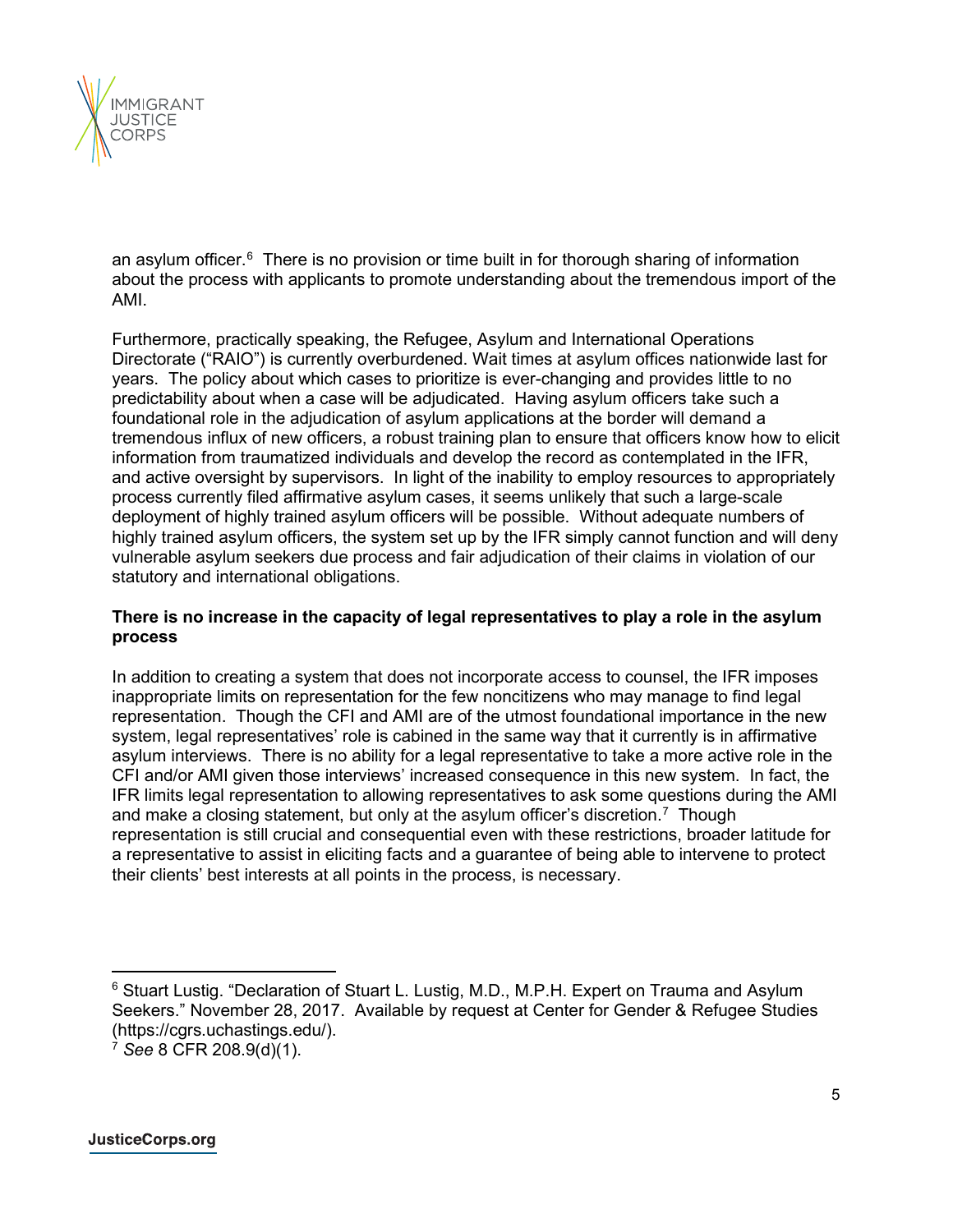an asylum officer.[6] There is no provision or time built in for thorough sharing of information about the process with applicants to promote understanding about the tremendous import of the AMI.

Furthermore, practically speaking, the Refugee, Asylum and International Operations Directorate ("RAIO") is currently overburdened. Wait times at asylum offices nationwide last for years. The policy about which cases to prioritize is ever-changing and provides little to no predictability about when a case will be adjudicated. Having asylum officers take such a foundational role in the adjudication of asylum applications at the border will demand a tremendous influx of new officers, a robust training plan to ensure that officers know how to elicit information from traumatized individuals and develop the record as contemplated in the IFR, and active oversight by supervisors. In light of the inability to employ resources to appropriately process currently filed affirmative asylum cases, it seems unlikely that such a large-scale deployment of highly trained asylum officers will be possible. Without adequate numbers of highly trained asylum officers, the system set up by the IFR simply cannot function and will deny vulnerable asylum seekers due process and fair adjudication of their claims in violation of our statutory and international obligations.

**There is no increase in the capacity of legal representatives to play a role in the asylum process**

In addition to creating a system that does not incorporate access to counsel, the IFR imposes inappropriate limits on representation for the few noncitizens who may manage to find legal representation. Though the CFI and AMI are of the utmost foundational importance in the new system, legal representatives' role is cabined in the same way that it currently is in affirmative asylum interviews. There is no ability for a legal representative to take a more active role in the CFI and/or AMI given those interviews' increased consequence in this new system. In fact, the IFR limits legal representation to allowing representatives to ask some questions during the AMI and make a closing statement, but only at the asylum officer's discretion.[7] Though representation is still crucial and consequential even with these restrictions, broader latitude for a representative to assist in eliciting facts and a guarantee of being able to intervene to protect their clients' best interests at all points in the process, is necessary.

---

[6] Stuart Lustig. "Declaration of Stuart L. Lustig, M.D., M.P.H. Expert on Trauma and Asylum Seekers." November 28, 2017. Available by request at Center for Gender & Refugee Studies (https://cgrs.uchastings.edu/).

[7] *See* 8 CFR 208.9(d)(1).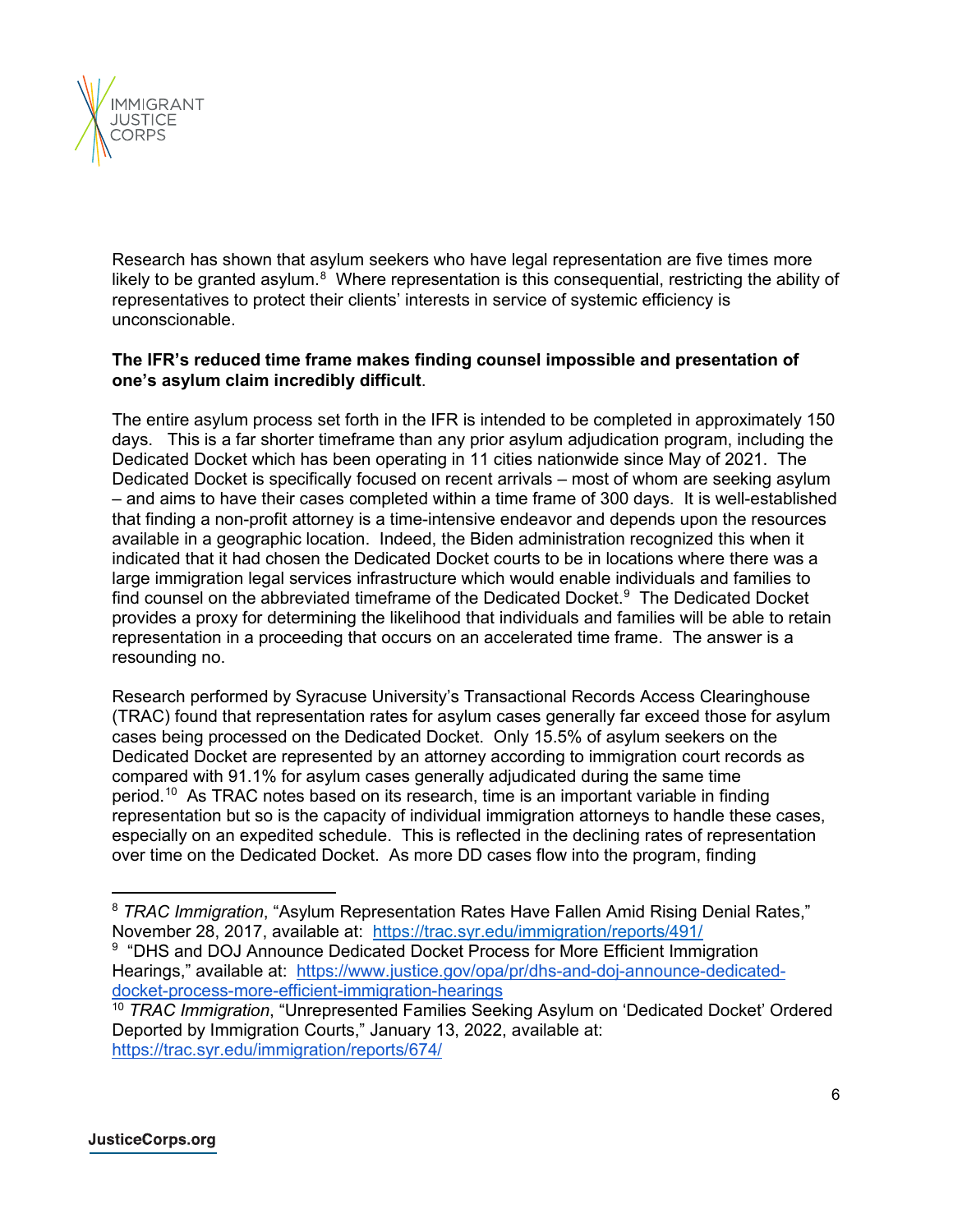Research has shown that asylum seekers who have legal representation are five times more likely to be granted asylum.[8] Where representation is this consequential, restricting the ability of representatives to protect their clients' interests in service of systemic efficiency is unconscionable.

**The IFR's reduced time frame makes finding counsel impossible and presentation of one's asylum claim incredibly difficult**.

The entire asylum process set forth in the IFR is intended to be completed in approximately 150 days. This is a far shorter timeframe than any prior asylum adjudication program, including the Dedicated Docket which has been operating in 11 cities nationwide since May of 2021. The Dedicated Docket is specifically focused on recent arrivals – most of whom are seeking asylum – and aims to have their cases completed within a time frame of 300 days. It is well-established that finding a non-profit attorney is a time-intensive endeavor and depends upon the resources available in a geographic location. Indeed, the Biden administration recognized this when it indicated that it had chosen the Dedicated Docket courts to be in locations where there was a large immigration legal services infrastructure which would enable individuals and families to find counsel on the abbreviated timeframe of the Dedicated Docket.[9] The Dedicated Docket provides a proxy for determining the likelihood that individuals and families will be able to retain representation in a proceeding that occurs on an accelerated time frame. The answer is a resounding no.

Research performed by Syracuse University's Transactional Records Access Clearinghouse (TRAC) found that representation rates for asylum cases generally far exceed those for asylum cases being processed on the Dedicated Docket. Only 15.5% of asylum seekers on the Dedicated Docket are represented by an attorney according to immigration court records as compared with 91.1% for asylum cases generally adjudicated during the same time period.[10] As TRAC notes based on its research, time is an important variable in finding representation but so is the capacity of individual immigration attorneys to handle these cases, especially on an expedited schedule. This is reflected in the declining rates of representation over time on the Dedicated Docket. As more DD cases flow into the program, finding

---

[8] *TRAC Immigration*, "Asylum Representation Rates Have Fallen Amid Rising Denial Rates," November 28, 2017, available at: https://trac.syr.edu/immigration/reports/491/

[9] "DHS and DOJ Announce Dedicated Docket Process for More Efficient Immigration Hearings," available at: https://www.justice.gov/opa/pr/dhs-and-doj-announce-dedicated-docket-process-more-efficient-immigration-hearings

[10] *TRAC Immigration*, "Unrepresented Families Seeking Asylum on 'Dedicated Docket' Ordered Deported by Immigration Courts," January 13, 2022, available at: https://trac.syr.edu/immigration/reports/674/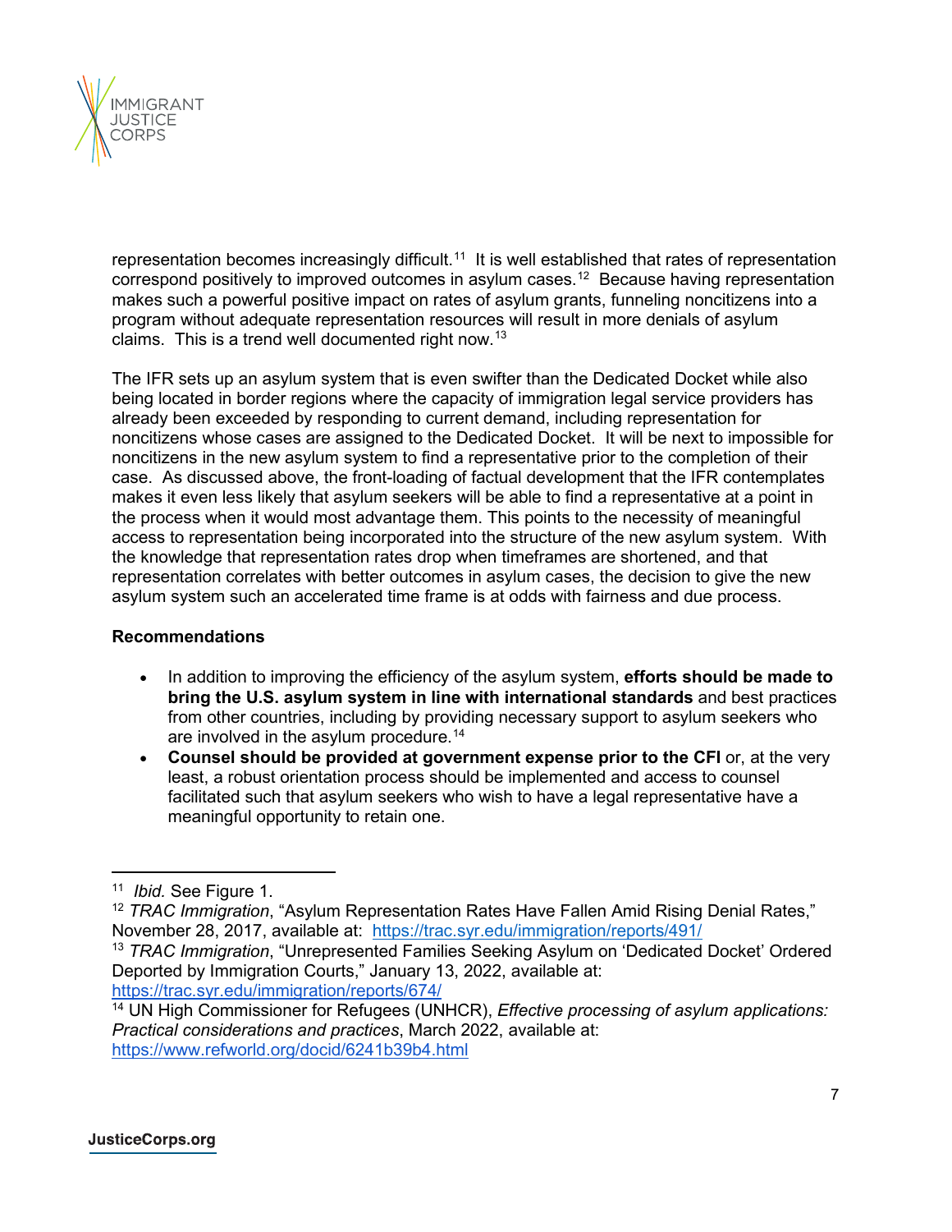representation becomes increasingly difficult.[11] It is well established that rates of representation correspond positively to improved outcomes in asylum cases.[12] Because having representation makes such a powerful positive impact on rates of asylum grants, funneling noncitizens into a program without adequate representation resources will result in more denials of asylum claims. This is a trend well documented right now.[13]

The IFR sets up an asylum system that is even swifter than the Dedicated Docket while also being located in border regions where the capacity of immigration legal service providers has already been exceeded by responding to current demand, including representation for noncitizens whose cases are assigned to the Dedicated Docket. It will be next to impossible for noncitizens in the new asylum system to find a representative prior to the completion of their case. As discussed above, the front-loading of factual development that the IFR contemplates makes it even less likely that asylum seekers will be able to find a representative at a point in the process when it would most advantage them. This points to the necessity of meaningful access to representation being incorporated into the structure of the new asylum system. With the knowledge that representation rates drop when timeframes are shortened, and that representation correlates with better outcomes in asylum cases, the decision to give the new asylum system such an accelerated time frame is at odds with fairness and due process.

**Recommendations**

- In addition to improving the efficiency of the asylum system, **efforts should be made to bring the U.S. asylum system in line with international standards** and best practices from other countries, including by providing necessary support to asylum seekers who are involved in the asylum procedure.[14]
- **Counsel should be provided at government expense prior to the CFI** or, at the very least, a robust orientation process should be implemented and access to counsel facilitated such that asylum seekers who wish to have a legal representative have a meaningful opportunity to retain one.

---

[11] *Ibid.* See Figure 1.

[12] *TRAC Immigration*, "Asylum Representation Rates Have Fallen Amid Rising Denial Rates," November 28, 2017, available at: https://trac.syr.edu/immigration/reports/491/

[13] *TRAC Immigration*, "Unrepresented Families Seeking Asylum on 'Dedicated Docket' Ordered Deported by Immigration Courts," January 13, 2022, available at: https://trac.syr.edu/immigration/reports/674/

[14] UN High Commissioner for Refugees (UNHCR), *Effective processing of asylum applications: Practical considerations and practices*, March 2022, available at: https://www.refworld.org/docid/6241b39b4.html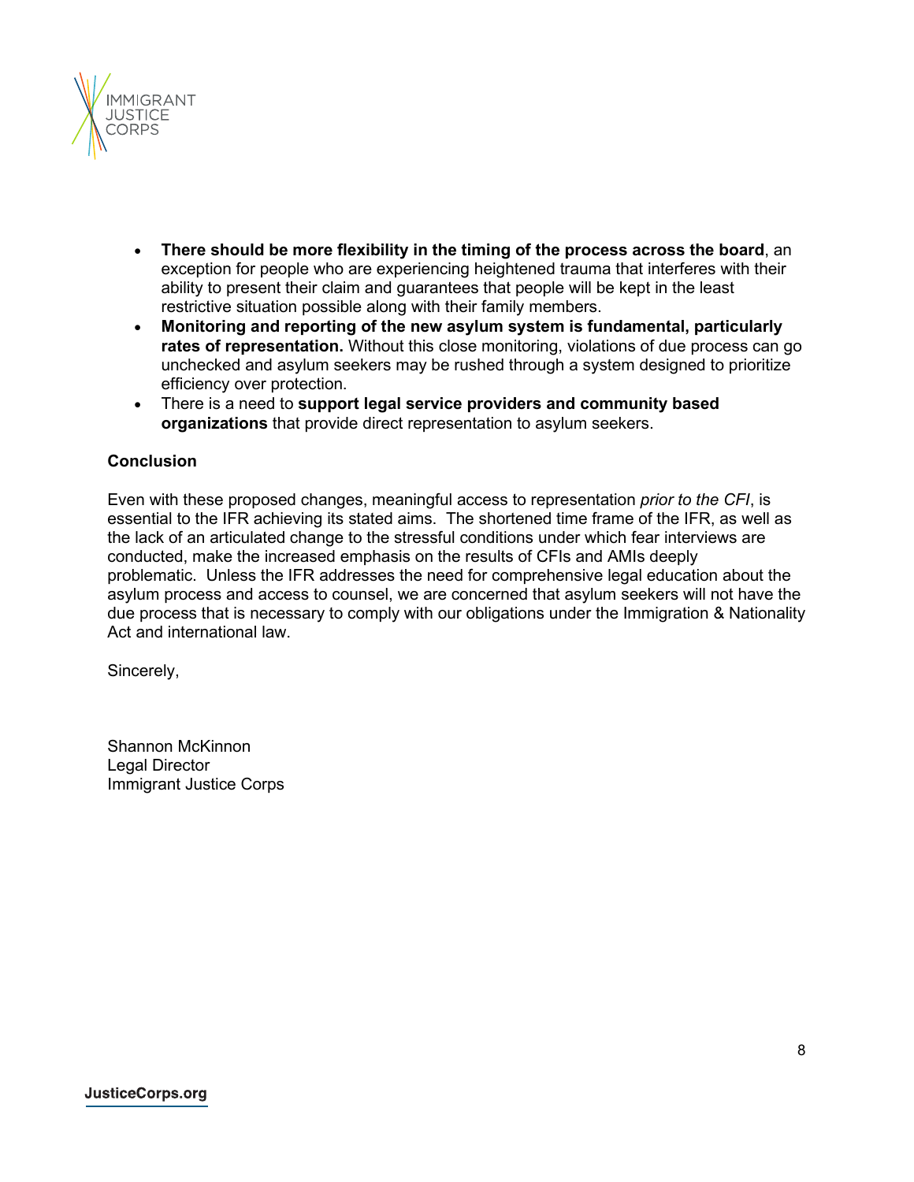- **There should be more flexibility in the timing of the process across the board**, an exception for people who are experiencing heightened trauma that interferes with their ability to present their claim and guarantees that people will be kept in the least restrictive situation possible along with their family members.
- **Monitoring and reporting of the new asylum system is fundamental, particularly rates of representation.** Without this close monitoring, violations of due process can go unchecked and asylum seekers may be rushed through a system designed to prioritize efficiency over protection.
- There is a need to **support legal service providers and community based organizations** that provide direct representation to asylum seekers.

**Conclusion**

Even with these proposed changes, meaningful access to representation *prior to the CFI*, is essential to the IFR achieving its stated aims. The shortened time frame of the IFR, as well as the lack of an articulated change to the stressful conditions under which fear interviews are conducted, make the increased emphasis on the results of CFIs and AMIs deeply problematic. Unless the IFR addresses the need for comprehensive legal education about the asylum process and access to counsel, we are concerned that asylum seekers will not have the due process that is necessary to comply with our obligations under the Immigration & Nationality Act and international law.

Sincerely,

Shannon McKinnon
Legal Director
Immigrant Justice Corps